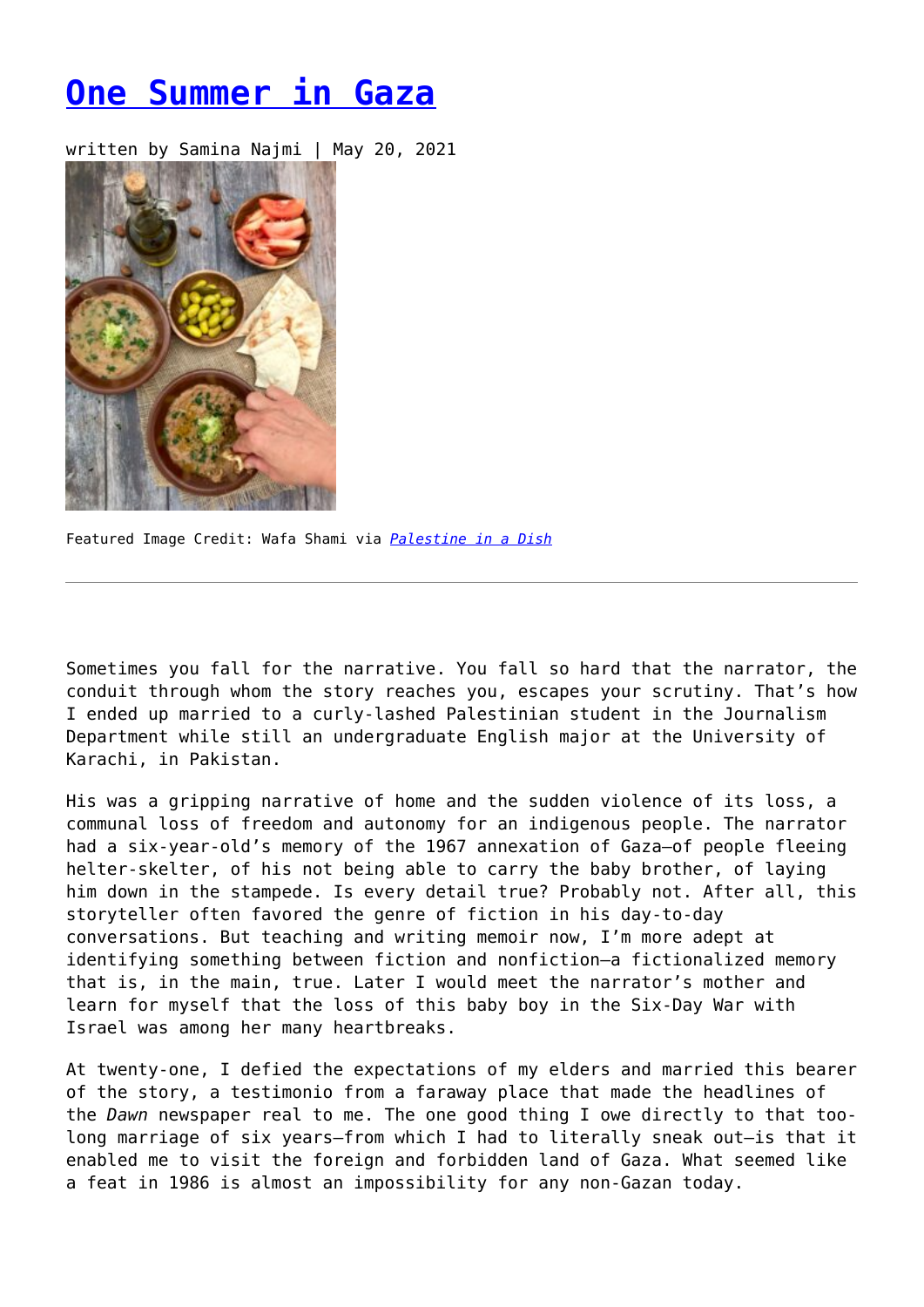# [One Summer in Gaza]()

written by Samina Najmi | May 20, 2021

Featured Image Credit: Wafa Shami via *[Palestine in a Dish]()*

---

Sometimes you fall for the narrative. You fall so hard that the narrator, the conduit through whom the story reaches you, escapes your scrutiny. That's how I ended up married to a curly-lashed Palestinian student in the Journalism Department while still an undergraduate English major at the University of Karachi, in Pakistan.

His was a gripping narrative of home and the sudden violence of its loss, a communal loss of freedom and autonomy for an indigenous people. The narrator had a six-year-old's memory of the 1967 annexation of Gaza—of people fleeing helter-skelter, of his not being able to carry the baby brother, of laying him down in the stampede. Is every detail true? Probably not. After all, this storyteller often favored the genre of fiction in his day-to-day conversations. But teaching and writing memoir now, I'm more adept at identifying something between fiction and nonfiction—a fictionalized memory that is, in the main, true. Later I would meet the narrator's mother and learn for myself that the loss of this baby boy in the Six-Day War with Israel was among her many heartbreaks.

At twenty-one, I defied the expectations of my elders and married this bearer of the story, a testimonio from a faraway place that made the headlines of the *Dawn* newspaper real to me. The one good thing I owe directly to that too-long marriage of six years—from which I had to literally sneak out—is that it enabled me to visit the foreign and forbidden land of Gaza. What seemed like a feat in 1986 is almost an impossibility for any non-Gazan today.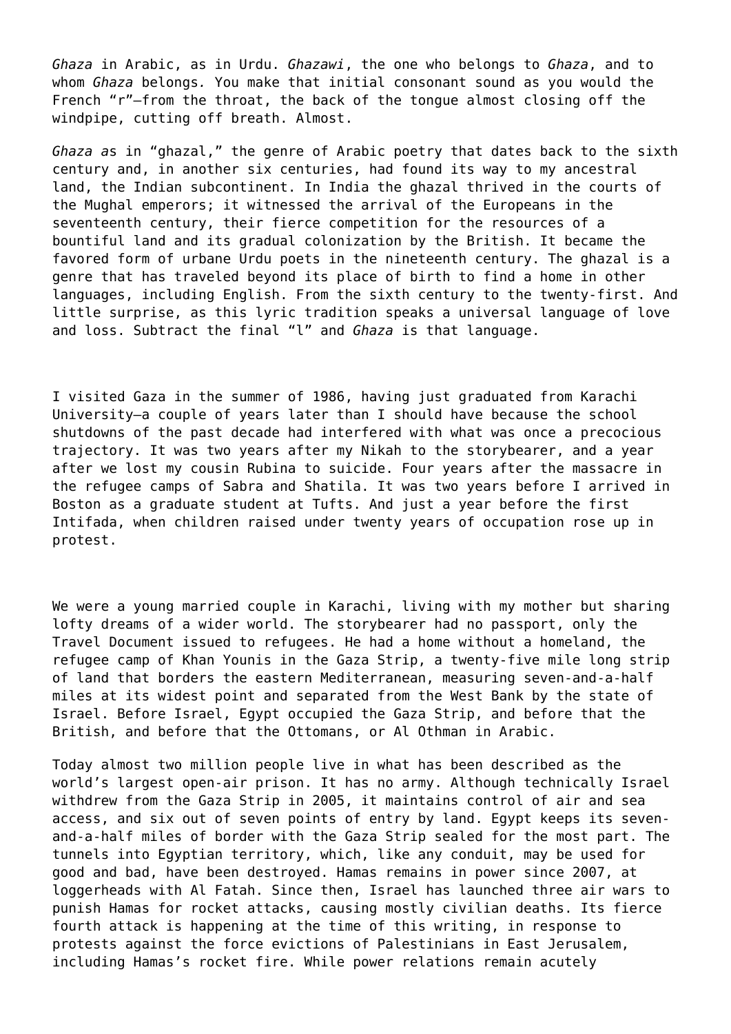*Ghaza* in Arabic, as in Urdu. *Ghazawi*, the one who belongs to *Ghaza*, and to whom *Ghaza* belongs. You make that initial consonant sound as you would the French "r"—from the throat, the back of the tongue almost closing off the windpipe, cutting off breath. Almost.

*Ghaza a*s in "ghazal," the genre of Arabic poetry that dates back to the sixth century and, in another six centuries, had found its way to my ancestral land, the Indian subcontinent. In India the ghazal thrived in the courts of the Mughal emperors; it witnessed the arrival of the Europeans in the seventeenth century, their fierce competition for the resources of a bountiful land and its gradual colonization by the British. It became the favored form of urbane Urdu poets in the nineteenth century. The ghazal is a genre that has traveled beyond its place of birth to find a home in other languages, including English. From the sixth century to the twenty-first. And little surprise, as this lyric tradition speaks a universal language of love and loss. Subtract the final "l" and *Ghaza* is that language.

I visited Gaza in the summer of 1986, having just graduated from Karachi University—a couple of years later than I should have because the school shutdowns of the past decade had interfered with what was once a precocious trajectory. It was two years after my Nikah to the storybearer, and a year after we lost my cousin Rubina to suicide. Four years after the massacre in the refugee camps of Sabra and Shatila. It was two years before I arrived in Boston as a graduate student at Tufts. And just a year before the first Intifada, when children raised under twenty years of occupation rose up in protest.

We were a young married couple in Karachi, living with my mother but sharing lofty dreams of a wider world. The storybearer had no passport, only the Travel Document issued to refugees. He had a home without a homeland, the refugee camp of Khan Younis in the Gaza Strip, a twenty-five mile long strip of land that borders the eastern Mediterranean, measuring seven-and-a-half miles at its widest point and separated from the West Bank by the state of Israel. Before Israel, Egypt occupied the Gaza Strip, and before that the British, and before that the Ottomans, or Al Othman in Arabic.

Today almost two million people live in what has been described as the world's largest open-air prison. It has no army. Although technically Israel withdrew from the Gaza Strip in 2005, it maintains control of air and sea access, and six out of seven points of entry by land. Egypt keeps its seven-and-a-half miles of border with the Gaza Strip sealed for the most part. The tunnels into Egyptian territory, which, like any conduit, may be used for good and bad, have been destroyed. Hamas remains in power since 2007, at loggerheads with Al Fatah. Since then, Israel has launched three air wars to punish Hamas for rocket attacks, causing mostly civilian deaths. Its fierce fourth attack is happening at the time of this writing, in response to protests against the force evictions of Palestinians in East Jerusalem, including Hamas's rocket fire. While power relations remain acutely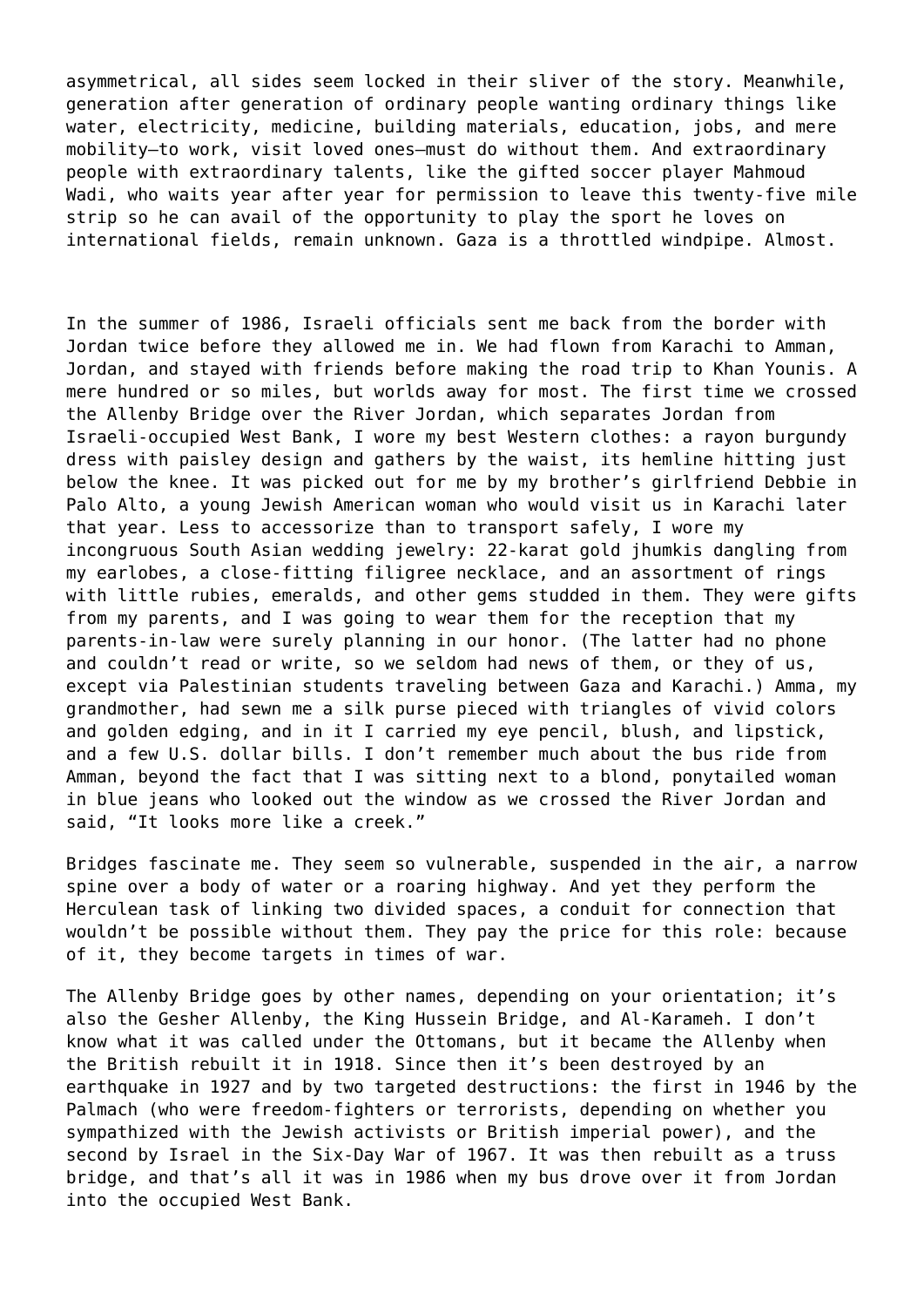asymmetrical, all sides seem locked in their sliver of the story. Meanwhile, generation after generation of ordinary people wanting ordinary things like water, electricity, medicine, building materials, education, jobs, and mere mobility—to work, visit loved ones—must do without them. And extraordinary people with extraordinary talents, like the gifted soccer player Mahmoud Wadi, who waits year after year for permission to leave this twenty-five mile strip so he can avail of the opportunity to play the sport he loves on international fields, remain unknown. Gaza is a throttled windpipe. Almost.

In the summer of 1986, Israeli officials sent me back from the border with Jordan twice before they allowed me in. We had flown from Karachi to Amman, Jordan, and stayed with friends before making the road trip to Khan Younis. A mere hundred or so miles, but worlds away for most. The first time we crossed the Allenby Bridge over the River Jordan, which separates Jordan from Israeli-occupied West Bank, I wore my best Western clothes: a rayon burgundy dress with paisley design and gathers by the waist, its hemline hitting just below the knee. It was picked out for me by my brother's girlfriend Debbie in Palo Alto, a young Jewish American woman who would visit us in Karachi later that year. Less to accessorize than to transport safely, I wore my incongruous South Asian wedding jewelry: 22-karat gold jhumkis dangling from my earlobes, a close-fitting filigree necklace, and an assortment of rings with little rubies, emeralds, and other gems studded in them. They were gifts from my parents, and I was going to wear them for the reception that my parents-in-law were surely planning in our honor. (The latter had no phone and couldn't read or write, so we seldom had news of them, or they of us, except via Palestinian students traveling between Gaza and Karachi.) Amma, my grandmother, had sewn me a silk purse pieced with triangles of vivid colors and golden edging, and in it I carried my eye pencil, blush, and lipstick, and a few U.S. dollar bills. I don't remember much about the bus ride from Amman, beyond the fact that I was sitting next to a blond, ponytailed woman in blue jeans who looked out the window as we crossed the River Jordan and said, "It looks more like a creek."

Bridges fascinate me. They seem so vulnerable, suspended in the air, a narrow spine over a body of water or a roaring highway. And yet they perform the Herculean task of linking two divided spaces, a conduit for connection that wouldn't be possible without them. They pay the price for this role: because of it, they become targets in times of war.

The Allenby Bridge goes by other names, depending on your orientation; it's also the Gesher Allenby, the King Hussein Bridge, and Al-Karameh. I don't know what it was called under the Ottomans, but it became the Allenby when the British rebuilt it in 1918. Since then it's been destroyed by an earthquake in 1927 and by two targeted destructions: the first in 1946 by the Palmach (who were freedom-fighters or terrorists, depending on whether you sympathized with the Jewish activists or British imperial power), and the second by Israel in the Six-Day War of 1967. It was then rebuilt as a truss bridge, and that's all it was in 1986 when my bus drove over it from Jordan into the occupied West Bank.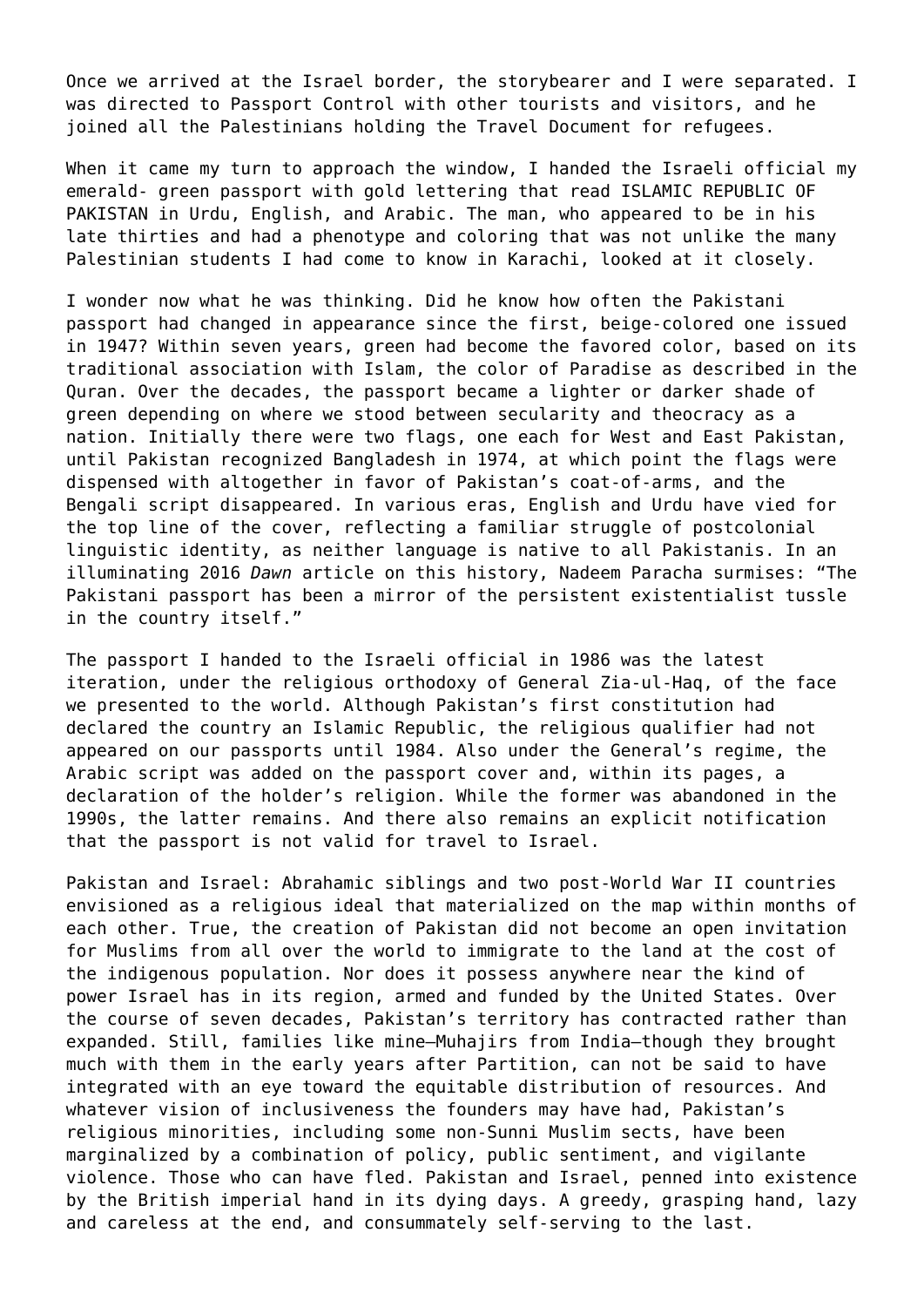Once we arrived at the Israel border, the storybearer and I were separated. I was directed to Passport Control with other tourists and visitors, and he joined all the Palestinians holding the Travel Document for refugees.

When it came my turn to approach the window, I handed the Israeli official my emerald- green passport with gold lettering that read ISLAMIC REPUBLIC OF PAKISTAN in Urdu, English, and Arabic. The man, who appeared to be in his late thirties and had a phenotype and coloring that was not unlike the many Palestinian students I had come to know in Karachi, looked at it closely.

I wonder now what he was thinking. Did he know how often the Pakistani passport had changed in appearance since the first, beige-colored one issued in 1947? Within seven years, green had become the favored color, based on its traditional association with Islam, the color of Paradise as described in the Quran. Over the decades, the passport became a lighter or darker shade of green depending on where we stood between secularity and theocracy as a nation. Initially there were two flags, one each for West and East Pakistan, until Pakistan recognized Bangladesh in 1974, at which point the flags were dispensed with altogether in favor of Pakistan's coat-of-arms, and the Bengali script disappeared. In various eras, English and Urdu have vied for the top line of the cover, reflecting a familiar struggle of postcolonial linguistic identity, as neither language is native to all Pakistanis. In an illuminating 2016 *Dawn* article on this history, Nadeem Paracha surmises: "The Pakistani passport has been a mirror of the persistent existentialist tussle in the country itself."

The passport I handed to the Israeli official in 1986 was the latest iteration, under the religious orthodoxy of General Zia-ul-Haq, of the face we presented to the world. Although Pakistan's first constitution had declared the country an Islamic Republic, the religious qualifier had not appeared on our passports until 1984. Also under the General's regime, the Arabic script was added on the passport cover and, within its pages, a declaration of the holder's religion. While the former was abandoned in the 1990s, the latter remains. And there also remains an explicit notification that the passport is not valid for travel to Israel.

Pakistan and Israel: Abrahamic siblings and two post-World War II countries envisioned as a religious ideal that materialized on the map within months of each other. True, the creation of Pakistan did not become an open invitation for Muslims from all over the world to immigrate to the land at the cost of the indigenous population. Nor does it possess anywhere near the kind of power Israel has in its region, armed and funded by the United States. Over the course of seven decades, Pakistan's territory has contracted rather than expanded. Still, families like mine—Muhajirs from India—though they brought much with them in the early years after Partition, can not be said to have integrated with an eye toward the equitable distribution of resources. And whatever vision of inclusiveness the founders may have had, Pakistan's religious minorities, including some non-Sunni Muslim sects, have been marginalized by a combination of policy, public sentiment, and vigilante violence. Those who can have fled. Pakistan and Israel, penned into existence by the British imperial hand in its dying days. A greedy, grasping hand, lazy and careless at the end, and consummately self-serving to the last.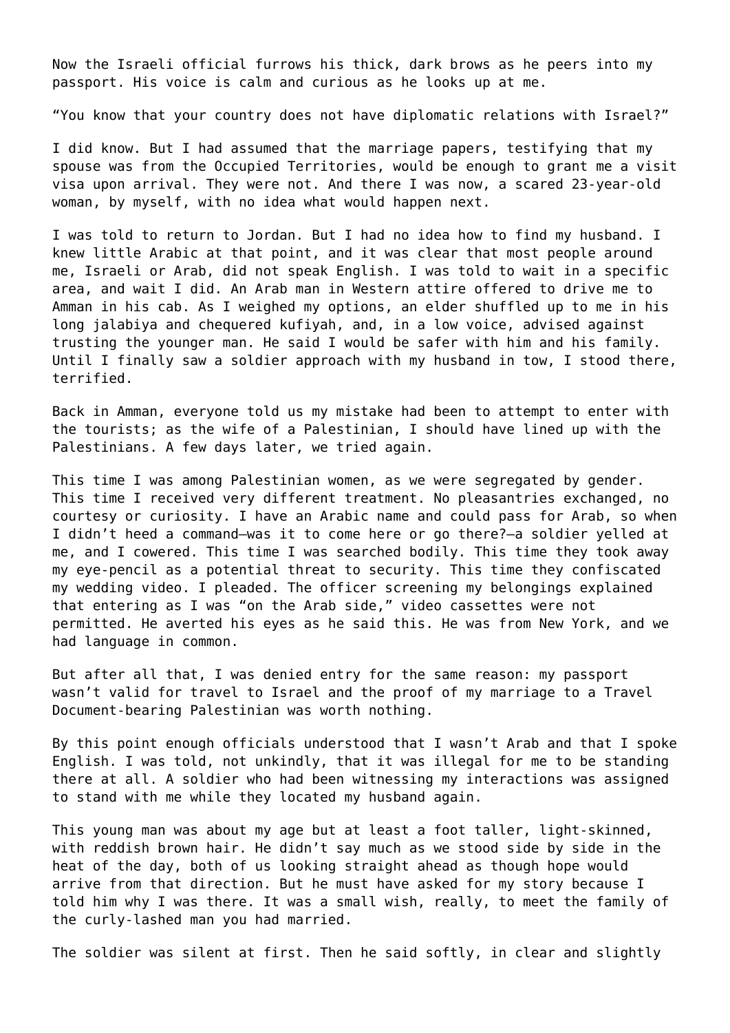Now the Israeli official furrows his thick, dark brows as he peers into my passport. His voice is calm and curious as he looks up at me.

"You know that your country does not have diplomatic relations with Israel?"

I did know. But I had assumed that the marriage papers, testifying that my spouse was from the Occupied Territories, would be enough to grant me a visit visa upon arrival. They were not. And there I was now, a scared 23-year-old woman, by myself, with no idea what would happen next.

I was told to return to Jordan. But I had no idea how to find my husband. I knew little Arabic at that point, and it was clear that most people around me, Israeli or Arab, did not speak English. I was told to wait in a specific area, and wait I did. An Arab man in Western attire offered to drive me to Amman in his cab. As I weighed my options, an elder shuffled up to me in his long jalabiya and chequered kufiyah, and, in a low voice, advised against trusting the younger man. He said I would be safer with him and his family. Until I finally saw a soldier approach with my husband in tow, I stood there, terrified.

Back in Amman, everyone told us my mistake had been to attempt to enter with the tourists; as the wife of a Palestinian, I should have lined up with the Palestinians. A few days later, we tried again.

This time I was among Palestinian women, as we were segregated by gender. This time I received very different treatment. No pleasantries exchanged, no courtesy or curiosity. I have an Arabic name and could pass for Arab, so when I didn't heed a command—was it to come here or go there?—a soldier yelled at me, and I cowered. This time I was searched bodily. This time they took away my eye-pencil as a potential threat to security. This time they confiscated my wedding video. I pleaded. The officer screening my belongings explained that entering as I was "on the Arab side," video cassettes were not permitted. He averted his eyes as he said this. He was from New York, and we had language in common.

But after all that, I was denied entry for the same reason: my passport wasn't valid for travel to Israel and the proof of my marriage to a Travel Document-bearing Palestinian was worth nothing.

By this point enough officials understood that I wasn't Arab and that I spoke English. I was told, not unkindly, that it was illegal for me to be standing there at all. A soldier who had been witnessing my interactions was assigned to stand with me while they located my husband again.

This young man was about my age but at least a foot taller, light-skinned, with reddish brown hair. He didn't say much as we stood side by side in the heat of the day, both of us looking straight ahead as though hope would arrive from that direction. But he must have asked for my story because I told him why I was there. It was a small wish, really, to meet the family of the curly-lashed man you had married.

The soldier was silent at first. Then he said softly, in clear and slightly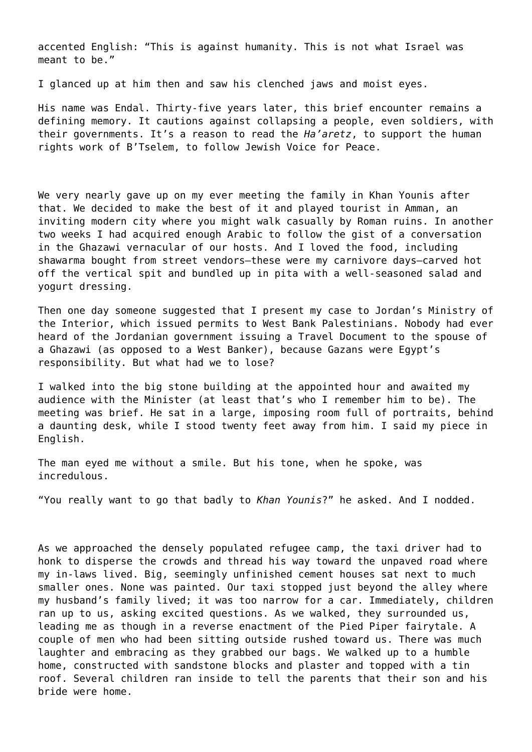accented English: “This is against humanity. This is not what Israel was meant to be.”

I glanced up at him then and saw his clenched jaws and moist eyes.

His name was Endal. Thirty-five years later, this brief encounter remains a defining memory. It cautions against collapsing a people, even soldiers, with their governments. It’s a reason to read the *Ha’aretz*, to support the human rights work of B’Tselem, to follow Jewish Voice for Peace.

We very nearly gave up on my ever meeting the family in Khan Younis after that. We decided to make the best of it and played tourist in Amman, an inviting modern city where you might walk casually by Roman ruins. In another two weeks I had acquired enough Arabic to follow the gist of a conversation in the Ghazawi vernacular of our hosts. And I loved the food, including shawarma bought from street vendors—these were my carnivore days—carved hot off the vertical spit and bundled up in pita with a well-seasoned salad and yogurt dressing.

Then one day someone suggested that I present my case to Jordan’s Ministry of the Interior, which issued permits to West Bank Palestinians. Nobody had ever heard of the Jordanian government issuing a Travel Document to the spouse of a Ghazawi (as opposed to a West Banker), because Gazans were Egypt’s responsibility. But what had we to lose?

I walked into the big stone building at the appointed hour and awaited my audience with the Minister (at least that’s who I remember him to be). The meeting was brief. He sat in a large, imposing room full of portraits, behind a daunting desk, while I stood twenty feet away from him. I said my piece in English.

The man eyed me without a smile. But his tone, when he spoke, was incredulous.

“You really want to go that badly to *Khan Younis*?” he asked. And I nodded.

As we approached the densely populated refugee camp, the taxi driver had to honk to disperse the crowds and thread his way toward the unpaved road where my in-laws lived. Big, seemingly unfinished cement houses sat next to much smaller ones. None was painted. Our taxi stopped just beyond the alley where my husband’s family lived; it was too narrow for a car. Immediately, children ran up to us, asking excited questions. As we walked, they surrounded us, leading me as though in a reverse enactment of the Pied Piper fairytale. A couple of men who had been sitting outside rushed toward us. There was much laughter and embracing as they grabbed our bags. We walked up to a humble home, constructed with sandstone blocks and plaster and topped with a tin roof. Several children ran inside to tell the parents that their son and his bride were home.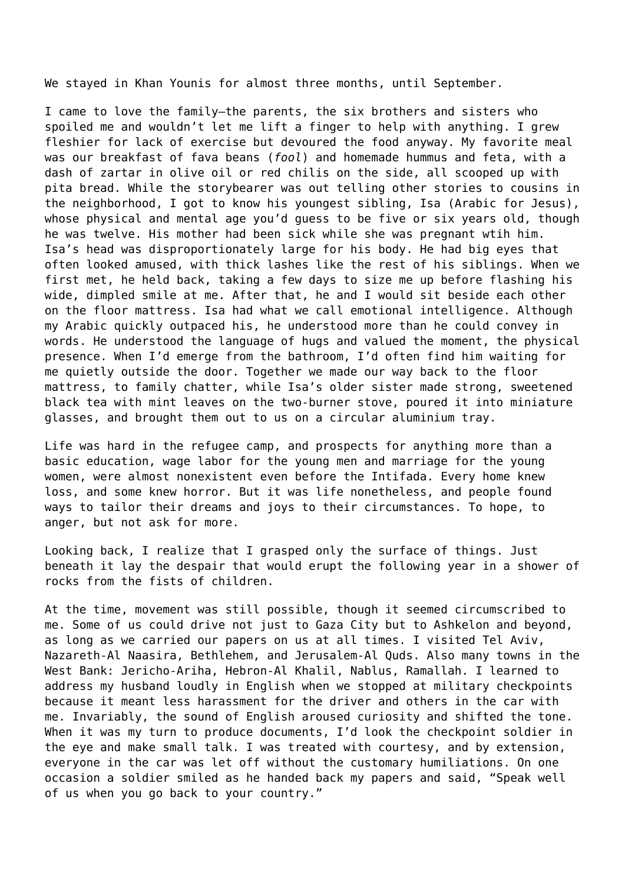We stayed in Khan Younis for almost three months, until September.

I came to love the family—the parents, the six brothers and sisters who spoiled me and wouldn't let me lift a finger to help with anything. I grew fleshier for lack of exercise but devoured the food anyway. My favorite meal was our breakfast of fava beans (*fool*) and homemade hummus and feta, with a dash of zartar in olive oil or red chilis on the side, all scooped up with pita bread. While the storybearer was out telling other stories to cousins in the neighborhood, I got to know his youngest sibling, Isa (Arabic for Jesus), whose physical and mental age you'd guess to be five or six years old, though he was twelve. His mother had been sick while she was pregnant wtih him. Isa's head was disproportionately large for his body. He had big eyes that often looked amused, with thick lashes like the rest of his siblings. When we first met, he held back, taking a few days to size me up before flashing his wide, dimpled smile at me. After that, he and I would sit beside each other on the floor mattress. Isa had what we call emotional intelligence. Although my Arabic quickly outpaced his, he understood more than he could convey in words. He understood the language of hugs and valued the moment, the physical presence. When I'd emerge from the bathroom, I'd often find him waiting for me quietly outside the door. Together we made our way back to the floor mattress, to family chatter, while Isa's older sister made strong, sweetened black tea with mint leaves on the two-burner stove, poured it into miniature glasses, and brought them out to us on a circular aluminium tray.

Life was hard in the refugee camp, and prospects for anything more than a basic education, wage labor for the young men and marriage for the young women, were almost nonexistent even before the Intifada. Every home knew loss, and some knew horror. But it was life nonetheless, and people found ways to tailor their dreams and joys to their circumstances. To hope, to anger, but not ask for more.

Looking back, I realize that I grasped only the surface of things. Just beneath it lay the despair that would erupt the following year in a shower of rocks from the fists of children.

At the time, movement was still possible, though it seemed circumscribed to me. Some of us could drive not just to Gaza City but to Ashkelon and beyond, as long as we carried our papers on us at all times. I visited Tel Aviv, Nazareth-Al Naasira, Bethlehem, and Jerusalem-Al Quds. Also many towns in the West Bank: Jericho-Ariha, Hebron-Al Khalil, Nablus, Ramallah. I learned to address my husband loudly in English when we stopped at military checkpoints because it meant less harassment for the driver and others in the car with me. Invariably, the sound of English aroused curiosity and shifted the tone. When it was my turn to produce documents, I'd look the checkpoint soldier in the eye and make small talk. I was treated with courtesy, and by extension, everyone in the car was let off without the customary humiliations. On one occasion a soldier smiled as he handed back my papers and said, "Speak well of us when you go back to your country."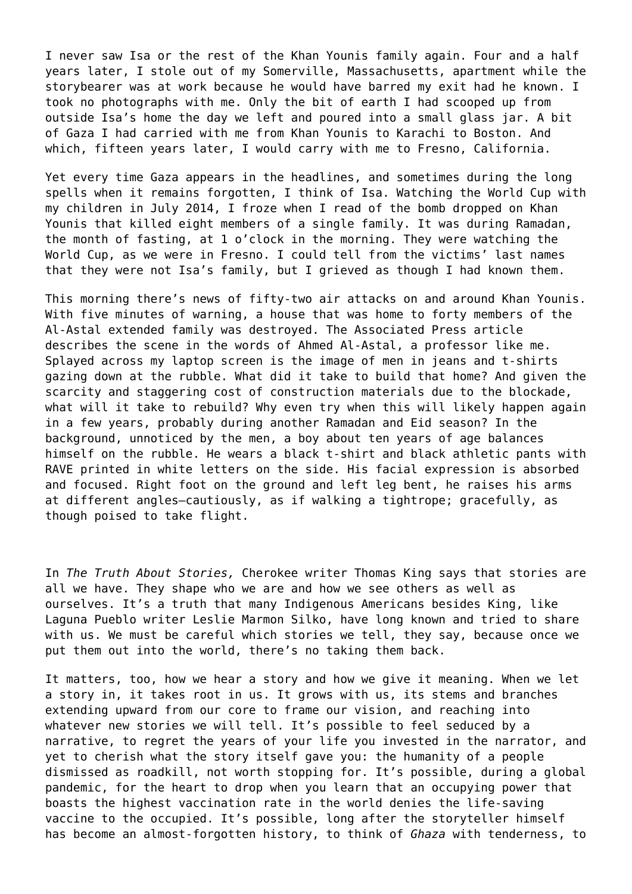I never saw Isa or the rest of the Khan Younis family again. Four and a half years later, I stole out of my Somerville, Massachusetts, apartment while the storybearer was at work because he would have barred my exit had he known. I took no photographs with me. Only the bit of earth I had scooped up from outside Isa's home the day we left and poured into a small glass jar. A bit of Gaza I had carried with me from Khan Younis to Karachi to Boston. And which, fifteen years later, I would carry with me to Fresno, California.

Yet every time Gaza appears in the headlines, and sometimes during the long spells when it remains forgotten, I think of Isa. Watching the World Cup with my children in July 2014, I froze when I read of the bomb dropped on Khan Younis that killed eight members of a single family. It was during Ramadan, the month of fasting, at 1 o'clock in the morning. They were watching the World Cup, as we were in Fresno. I could tell from the victims' last names that they were not Isa's family, but I grieved as though I had known them.

This morning there's news of fifty-two air attacks on and around Khan Younis. With five minutes of warning, a house that was home to forty members of the Al-Astal extended family was destroyed. The Associated Press article describes the scene in the words of Ahmed Al-Astal, a professor like me. Splayed across my laptop screen is the image of men in jeans and t-shirts gazing down at the rubble. What did it take to build that home? And given the scarcity and staggering cost of construction materials due to the blockade, what will it take to rebuild? Why even try when this will likely happen again in a few years, probably during another Ramadan and Eid season? In the background, unnoticed by the men, a boy about ten years of age balances himself on the rubble. He wears a black t-shirt and black athletic pants with RAVE printed in white letters on the side. His facial expression is absorbed and focused. Right foot on the ground and left leg bent, he raises his arms at different angles—cautiously, as if walking a tightrope; gracefully, as though poised to take flight.

In *The Truth About Stories,* Cherokee writer Thomas King says that stories are all we have. They shape who we are and how we see others as well as ourselves. It's a truth that many Indigenous Americans besides King, like Laguna Pueblo writer Leslie Marmon Silko, have long known and tried to share with us. We must be careful which stories we tell, they say, because once we put them out into the world, there's no taking them back.

It matters, too, how we hear a story and how we give it meaning. When we let a story in, it takes root in us. It grows with us, its stems and branches extending upward from our core to frame our vision, and reaching into whatever new stories we will tell. It's possible to feel seduced by a narrative, to regret the years of your life you invested in the narrator, and yet to cherish what the story itself gave you: the humanity of a people dismissed as roadkill, not worth stopping for. It's possible, during a global pandemic, for the heart to drop when you learn that an occupying power that boasts the highest vaccination rate in the world denies the life-saving vaccine to the occupied. It's possible, long after the storyteller himself has become an almost-forgotten history, to think of *Ghaza* with tenderness, to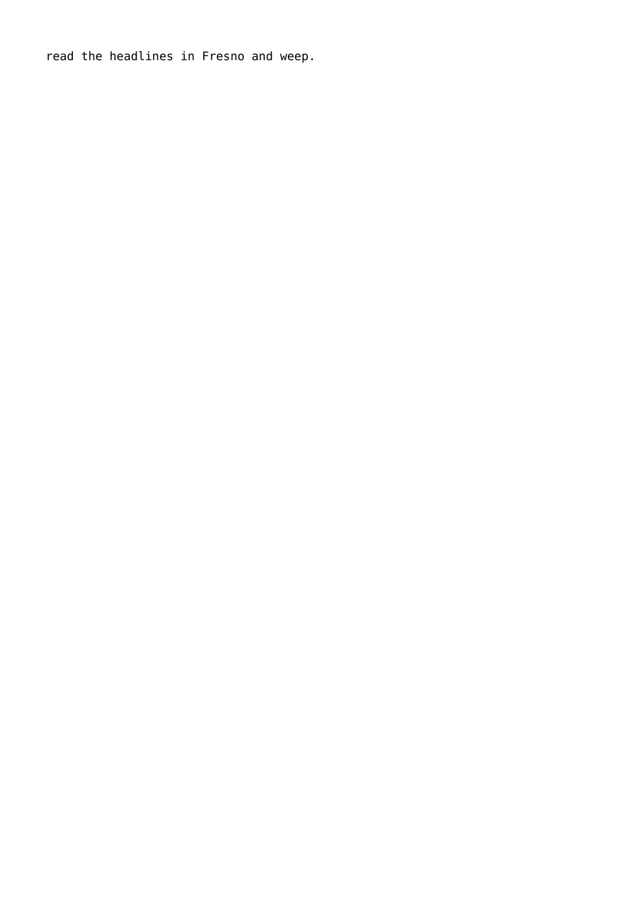read the headlines in Fresno and weep.